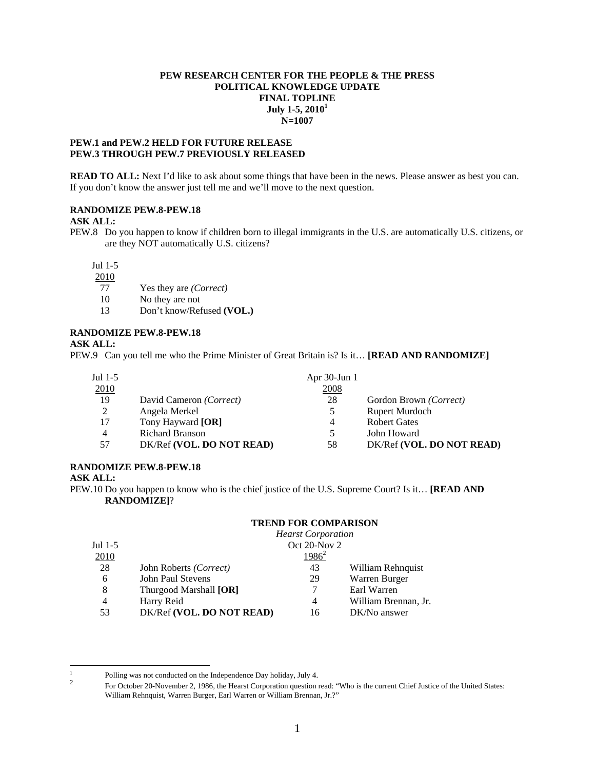**PEW RESEARCH CENTER FOR THE PEOPLE & THE PRESS**
**POLITICAL KNOWLEDGE UPDATE**
**FINAL TOPLINE**
**July 1-5, 2010[1]**
**N=1007**

**PEW.1 and PEW.2 HELD FOR FUTURE RELEASE**
**PEW.3 THROUGH PEW.7 PREVIOUSLY RELEASED**

**READ TO ALL:** Next I'd like to ask about some things that have been in the news. Please answer as best you can. If you don't know the answer just tell me and we'll move to the next question.

**RANDOMIZE PEW.8-PEW.18**
**ASK ALL:**
PEW.8 Do you happen to know if children born to illegal immigrants in the U.S. are automatically U.S. citizens, or are they NOT automatically U.S. citizens?

| Jul 1-5 2010 | |
|---|---|
| 77 | Yes they are *(Correct)* |
| 10 | No they are not |
| 13 | Don't know/Refused **(VOL.)** |

**RANDOMIZE PEW.8-PEW.18**
**ASK ALL:**
PEW.9 Can you tell me who the Prime Minister of Great Britain is? Is it… **[READ AND RANDOMIZE]**

| Jul 1-5 2010 | | Apr 30-Jun 1 2008 | |
|---|---|---|---|
| 19 | David Cameron *(Correct)* | 28 | Gordon Brown *(Correct)* |
| 2 | Angela Merkel | 5 | Rupert Murdoch |
| 17 | Tony Hayward **[OR]** | 4 | Robert Gates |
| 4 | Richard Branson | 5 | John Howard |
| 57 | DK/Ref **(VOL. DO NOT READ)** | 58 | DK/Ref **(VOL. DO NOT READ)** |

**RANDOMIZE PEW.8-PEW.18**
**ASK ALL:**
PEW.10 Do you happen to know who is the chief justice of the U.S. Supreme Court? Is it… **[READ AND RANDOMIZE]**?

| | | **TREND FOR COMPARISON** | |
|---|---|---|---|
| Jul 1-5 2010 | | *Hearst Corporation* Oct 20-Nov 2 1986[2] | |
| 28 | John Roberts *(Correct)* | 43 | William Rehnquist |
| 6 | John Paul Stevens | 29 | Warren Burger |
| 8 | Thurgood Marshall **[OR]** | 7 | Earl Warren |
| 4 | Harry Reid | 4 | William Brennan, Jr. |
| 53 | DK/Ref **(VOL. DO NOT READ)** | 16 | DK/No answer |

[1] Polling was not conducted on the Independence Day holiday, July 4.

[2] For October 20-November 2, 1986, the Hearst Corporation question read: "Who is the current Chief Justice of the United States: William Rehnquist, Warren Burger, Earl Warren or William Brennan, Jr.?"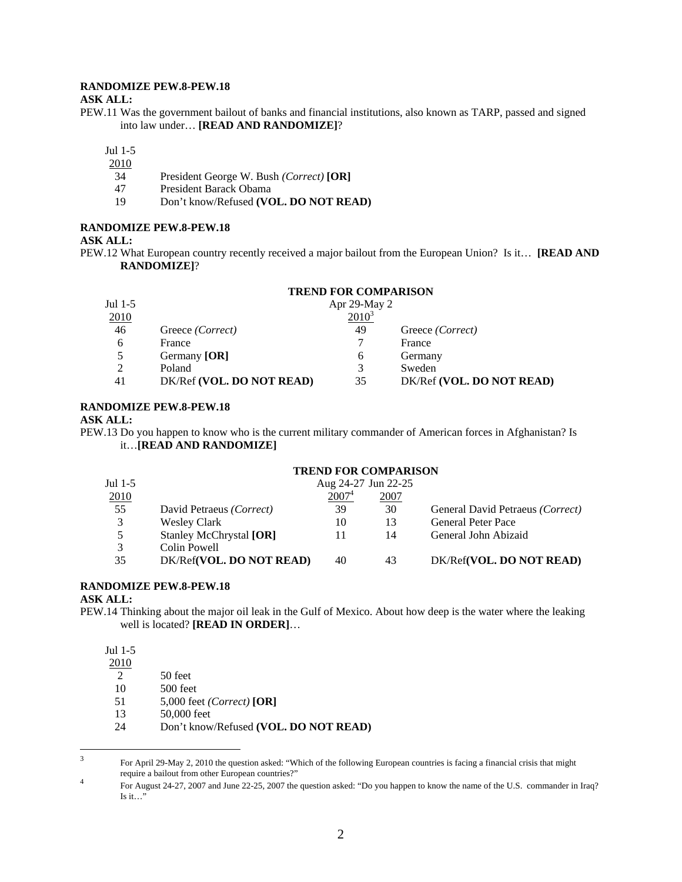**RANDOMIZE PEW.8-PEW.18**
**ASK ALL:**
PEW.11 Was the government bailout of banks and financial institutions, also known as TARP, passed and signed into law under… **[READ AND RANDOMIZE]**?

| Jul 1-5 2010 | |
|---|---|
| 34 | President George W. Bush *(Correct)* **[OR]** |
| 47 | President Barack Obama |
| 19 | Don't know/Refused **(VOL. DO NOT READ)** |

**RANDOMIZE PEW.8-PEW.18**
**ASK ALL:**
PEW.12 What European country recently received a major bailout from the European Union? Is it… **[READ AND RANDOMIZE]**?

| Jul 1-5 2010 | | TREND FOR COMPARISON Apr 29-May 2 2010[3] | |
|---|---|---|---|
| 46 | Greece *(Correct)* | 49 | Greece *(Correct)* |
| 6 | France | 7 | France |
| 5 | Germany **[OR]** | 6 | Germany |
| 2 | Poland | 3 | Sweden |
| 41 | DK/Ref **(VOL. DO NOT READ)** | 35 | DK/Ref **(VOL. DO NOT READ)** |

**RANDOMIZE PEW.8-PEW.18**
**ASK ALL:**
PEW.13 Do you happen to know who is the current military commander of American forces in Afghanistan? Is it…**[READ AND RANDOMIZE]**

| | | TREND FOR COMPARISON | | |
|---|---|---|---|---|
| Jul 1-5 2010 | | Aug 24-27 2007[4] | Jun 22-25 2007 | |
| 55 | David Petraeus *(Correct)* | 39 | 30 | General David Petraeus *(Correct)* |
| 3 | Wesley Clark | 10 | 13 | General Peter Pace |
| 5 | Stanley McChrystal **[OR]** | 11 | 14 | General John Abizaid |
| 3 | Colin Powell | | | |
| 35 | DK/Ref**(VOL. DO NOT READ)** | 40 | 43 | DK/Ref**(VOL. DO NOT READ)** |

**RANDOMIZE PEW.8-PEW.18**
**ASK ALL:**
PEW.14 Thinking about the major oil leak in the Gulf of Mexico. About how deep is the water where the leaking well is located? **[READ IN ORDER]**…

| Jul 1-5 2010 | |
|---|---|
| 2 | 50 feet |
| 10 | 500 feet |
| 51 | 5,000 feet *(Correct)* **[OR]** |
| 13 | 50,000 feet |
| 24 | Don't know/Refused **(VOL. DO NOT READ)** |

[3] For April 29-May 2, 2010 the question asked: "Which of the following European countries is facing a financial crisis that might require a bailout from other European countries?"

[4] For August 24-27, 2007 and June 22-25, 2007 the question asked: "Do you happen to know the name of the U.S. commander in Iraq? Is it…"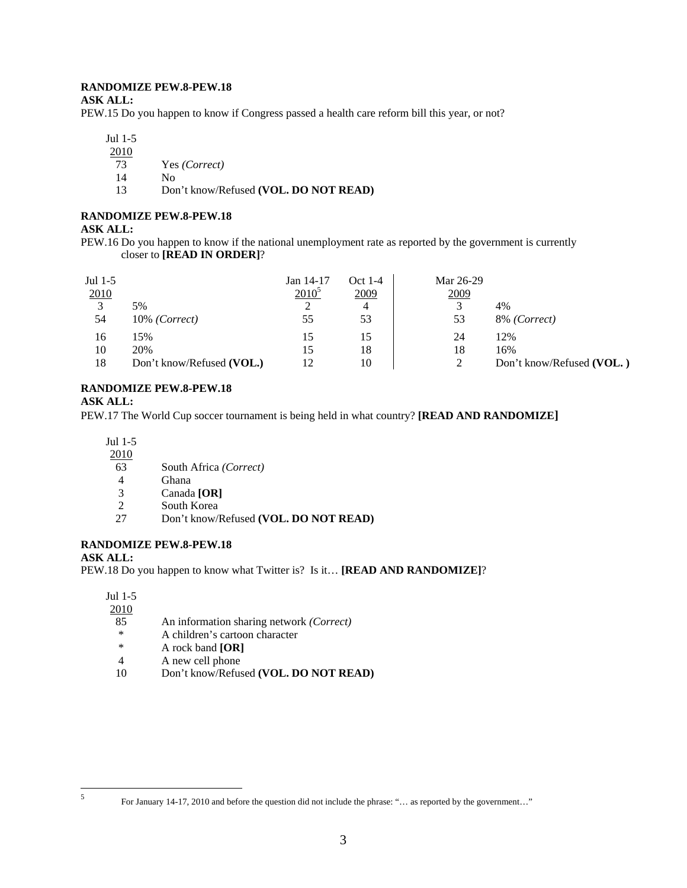**RANDOMIZE PEW.8-PEW.18**

**ASK ALL:**

PEW.15 Do you happen to know if Congress passed a health care reform bill this year, or not?

| Jul 1-5 2010 | |
|---|---|
| 73 | Yes *(Correct)* |
| 14 | No |
| 13 | Don't know/Refused **(VOL. DO NOT READ)** |

**RANDOMIZE PEW.8-PEW.18**

**ASK ALL:**

PEW.16 Do you happen to know if the national unemployment rate as reported by the government is currently closer to **[READ IN ORDER]**?

| Jul 1-5 2010 | | Jan 14-17 2010[5] | Oct 1-4 2009 | Mar 26-29 2009 | |
|---|---|---|---|---|---|
| 3 | 5% | 2 | 4 | 3 | 4% |
| 54 | 10% *(Correct)* | 55 | 53 | 53 | 8% *(Correct)* |
| 16 | 15% | 15 | 15 | 24 | 12% |
| 10 | 20% | 15 | 18 | 18 | 16% |
| 18 | Don't know/Refused **(VOL.)** | 12 | 10 | 2 | Don't know/Refused **(VOL. )** |

**RANDOMIZE PEW.8-PEW.18**

**ASK ALL:**

PEW.17 The World Cup soccer tournament is being held in what country? **[READ AND RANDOMIZE]**

| Jul 1-5 2010 | |
|---|---|
| 63 | South Africa *(Correct)* |
| 4 | Ghana |
| 3 | Canada **[OR]** |
| 2 | South Korea |
| 27 | Don't know/Refused **(VOL. DO NOT READ)** |

**RANDOMIZE PEW.8-PEW.18**

**ASK ALL:**

PEW.18 Do you happen to know what Twitter is? Is it… **[READ AND RANDOMIZE]**?

| Jul 1-5 2010 | |
|---|---|
| 85 | An information sharing network *(Correct)* |
| * | A children's cartoon character |
| * | A rock band **[OR]** |
| 4 | A new cell phone |
| 10 | Don't know/Refused **(VOL. DO NOT READ)** |

[5] For January 14-17, 2010 and before the question did not include the phrase: "… as reported by the government…"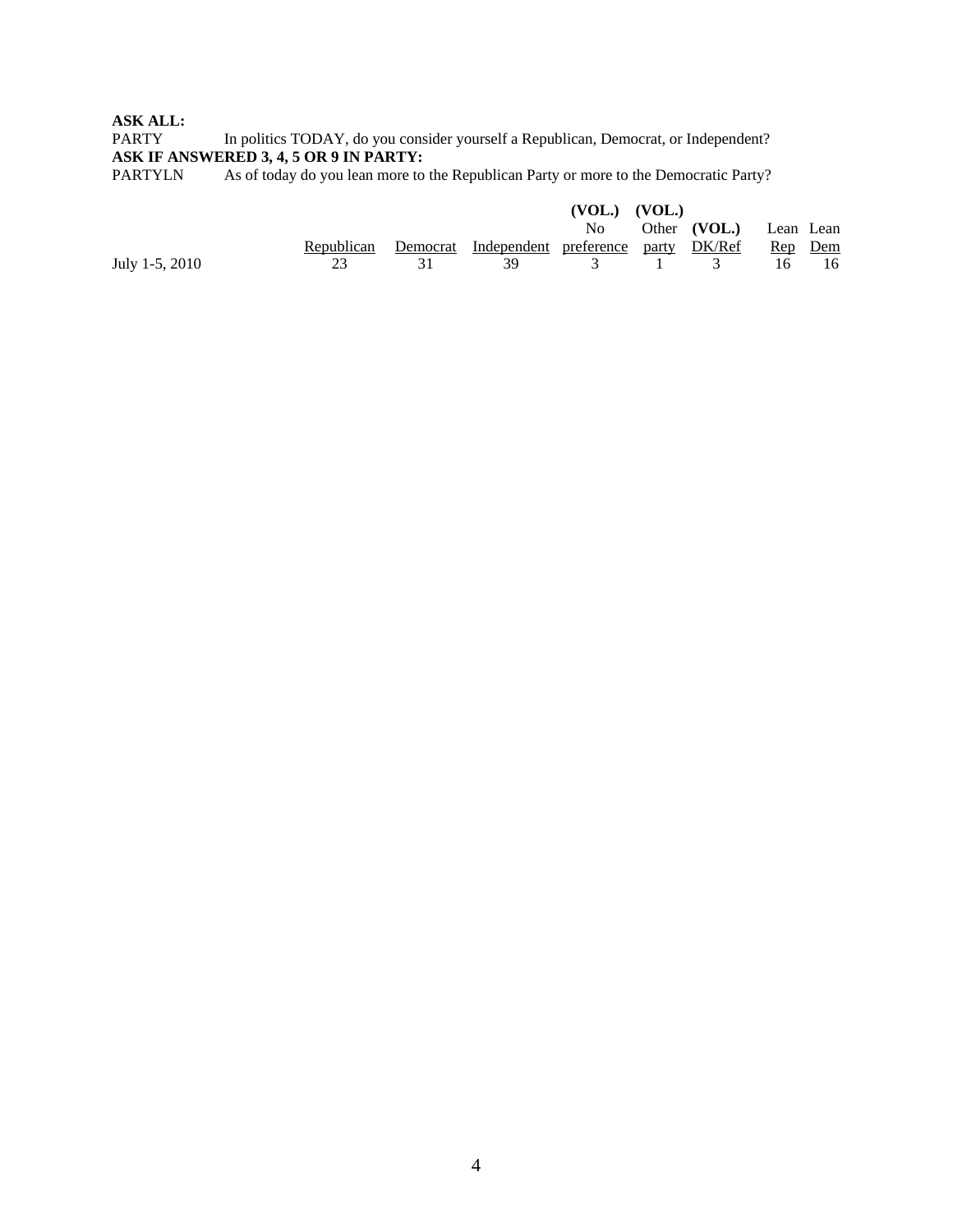**ASK ALL:**
PARTY In politics TODAY, do you consider yourself a Republican, Democrat, or Independent?
**ASK IF ANSWERED 3, 4, 5 OR 9 IN PARTY:**
PARTYLN As of today do you lean more to the Republican Party or more to the Democratic Party?

| | Republican | Democrat | Independent | **(VOL.)** No preference | **(VOL.)** Other party | **(VOL.)** DK/Ref | Lean Rep | Lean Dem |
|---|---|---|---|---|---|---|---|---|
| July 1-5, 2010 | 23 | 31 | 39 | 3 | 1 | 3 | 16 | 16 |